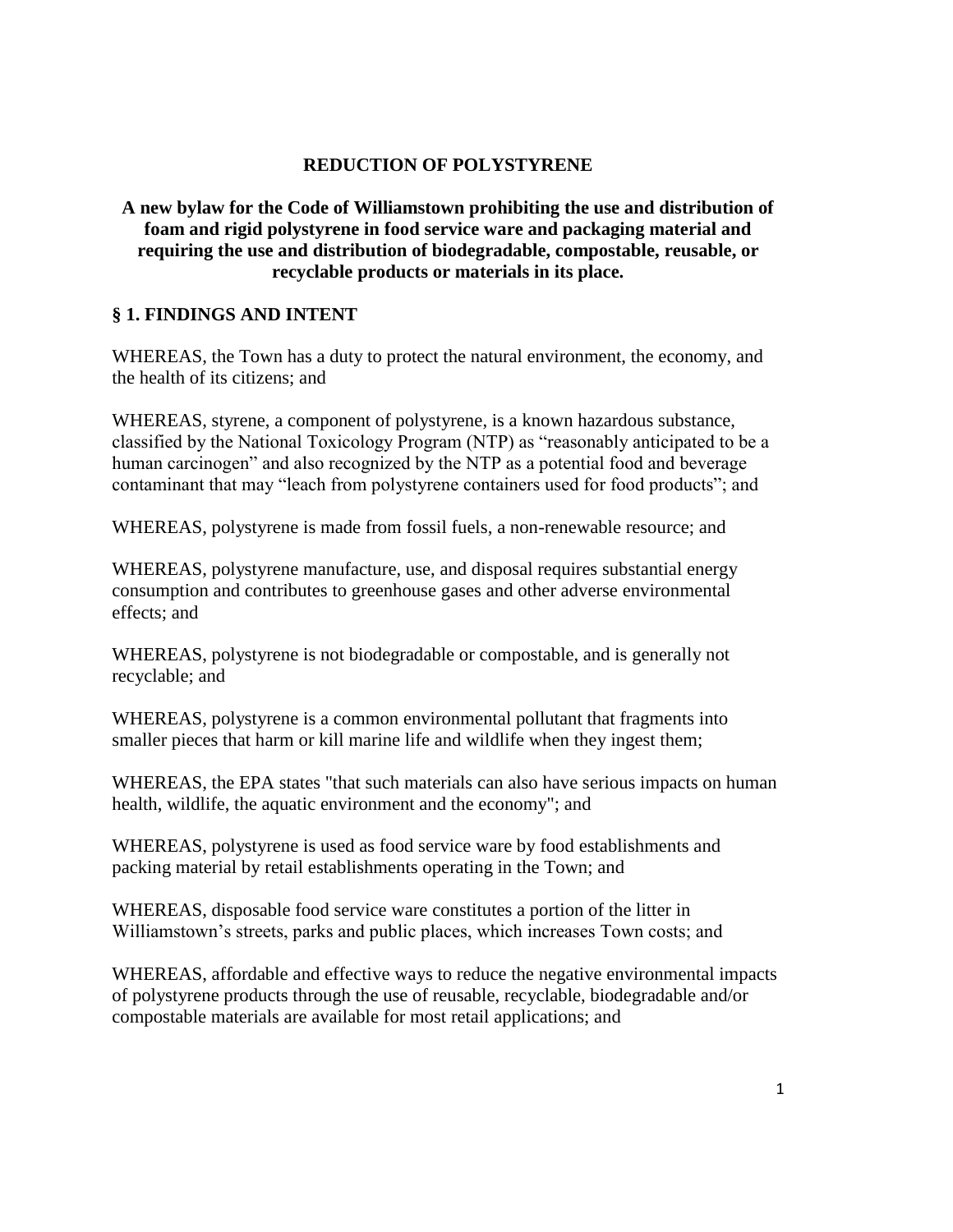# REDUCTION OF POLYSTYRENE

**A new bylaw for the Code of Williamstown prohibiting the use and distribution of foam and rigid polystyrene in food service ware and packaging material and requiring the use and distribution of biodegradable, compostable, reusable, or recyclable products or materials in its place.**

## § 1. FINDINGS AND INTENT

WHEREAS, the Town has a duty to protect the natural environment, the economy, and the health of its citizens; and

WHEREAS, styrene, a component of polystyrene, is a known hazardous substance, classified by the National Toxicology Program (NTP) as "reasonably anticipated to be a human carcinogen" and also recognized by the NTP as a potential food and beverage contaminant that may "leach from polystyrene containers used for food products"; and

WHEREAS, polystyrene is made from fossil fuels, a non-renewable resource; and

WHEREAS, polystyrene manufacture, use, and disposal requires substantial energy consumption and contributes to greenhouse gases and other adverse environmental effects; and

WHEREAS, polystyrene is not biodegradable or compostable, and is generally not recyclable; and

WHEREAS, polystyrene is a common environmental pollutant that fragments into smaller pieces that harm or kill marine life and wildlife when they ingest them;

WHEREAS, the EPA states "that such materials can also have serious impacts on human health, wildlife, the aquatic environment and the economy"; and

WHEREAS, polystyrene is used as food service ware by food establishments and packing material by retail establishments operating in the Town; and

WHEREAS, disposable food service ware constitutes a portion of the litter in Williamstown's streets, parks and public places, which increases Town costs; and

WHEREAS, affordable and effective ways to reduce the negative environmental impacts of polystyrene products through the use of reusable, recyclable, biodegradable and/or compostable materials are available for most retail applications; and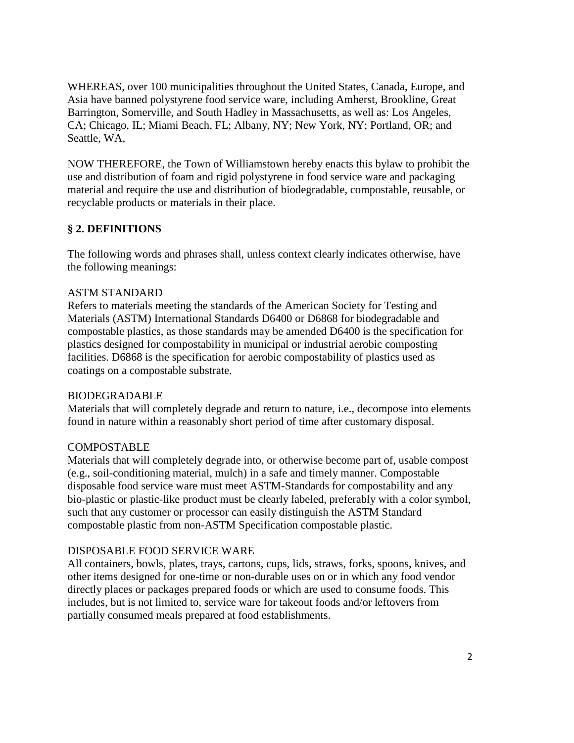WHEREAS, over 100 municipalities throughout the United States, Canada, Europe, and Asia have banned polystyrene food service ware, including Amherst, Brookline, Great Barrington, Somerville, and South Hadley in Massachusetts, as well as: Los Angeles, CA; Chicago, IL; Miami Beach, FL; Albany, NY; New York, NY; Portland, OR; and Seattle, WA,

NOW THEREFORE, the Town of Williamstown hereby enacts this bylaw to prohibit the use and distribution of foam and rigid polystyrene in food service ware and packaging material and require the use and distribution of biodegradable, compostable, reusable, or recyclable products or materials in their place.

## § 2. DEFINITIONS

The following words and phrases shall, unless context clearly indicates otherwise, have the following meanings:

ASTM STANDARD
Refers to materials meeting the standards of the American Society for Testing and Materials (ASTM) International Standards D6400 or D6868 for biodegradable and compostable plastics, as those standards may be amended D6400 is the specification for plastics designed for compostability in municipal or industrial aerobic composting facilities. D6868 is the specification for aerobic compostability of plastics used as coatings on a compostable substrate.

BIODEGRADABLE
Materials that will completely degrade and return to nature, i.e., decompose into elements found in nature within a reasonably short period of time after customary disposal.

COMPOSTABLE
Materials that will completely degrade into, or otherwise become part of, usable compost (e.g., soil-conditioning material, mulch) in a safe and timely manner. Compostable disposable food service ware must meet ASTM-Standards for compostability and any bio-plastic or plastic-like product must be clearly labeled, preferably with a color symbol, such that any customer or processor can easily distinguish the ASTM Standard compostable plastic from non-ASTM Specification compostable plastic.

DISPOSABLE FOOD SERVICE WARE
All containers, bowls, plates, trays, cartons, cups, lids, straws, forks, spoons, knives, and other items designed for one-time or non-durable uses on or in which any food vendor directly places or packages prepared foods or which are used to consume foods. This includes, but is not limited to, service ware for takeout foods and/or leftovers from partially consumed meals prepared at food establishments.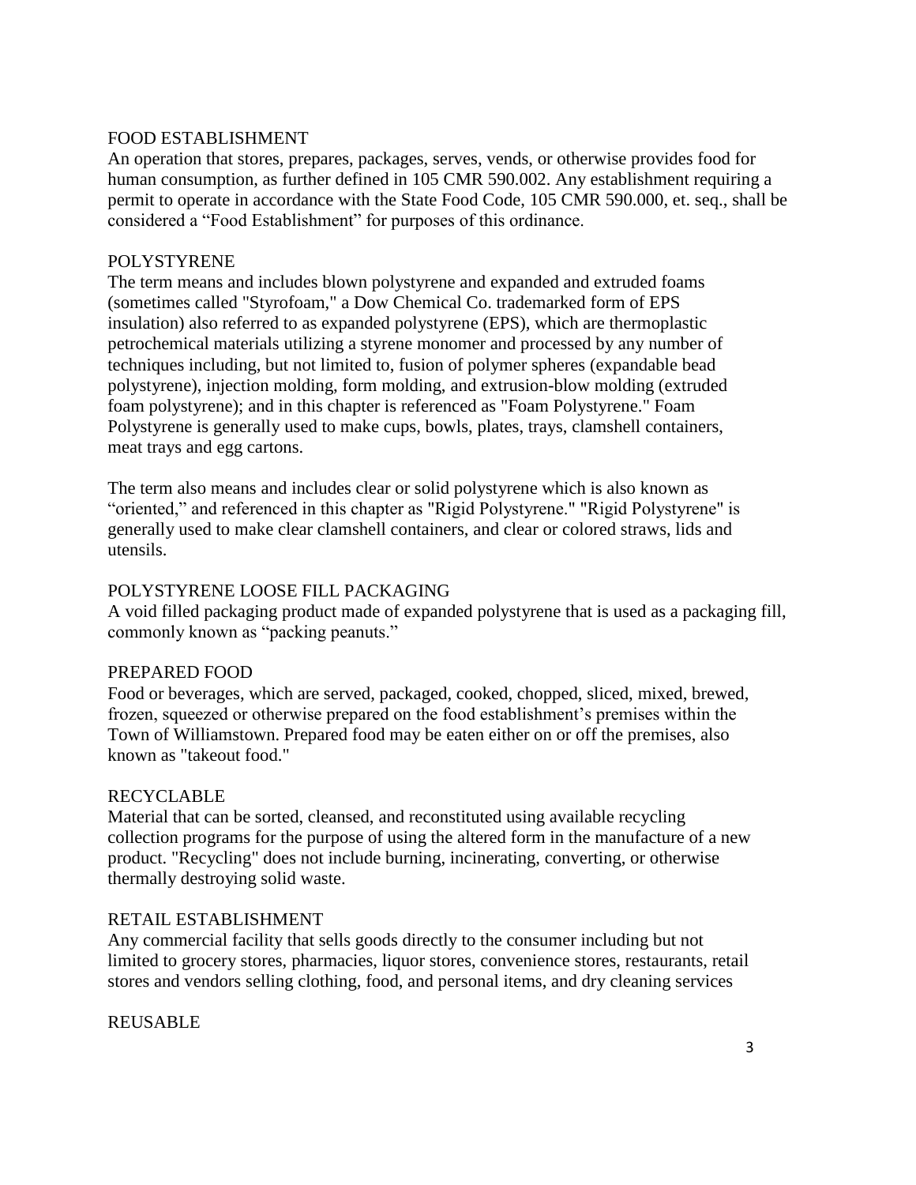### FOOD ESTABLISHMENT

An operation that stores, prepares, packages, serves, vends, or otherwise provides food for human consumption, as further defined in 105 CMR 590.002. Any establishment requiring a permit to operate in accordance with the State Food Code, 105 CMR 590.000, et. seq., shall be considered a "Food Establishment" for purposes of this ordinance.

### POLYSTYRENE

The term means and includes blown polystyrene and expanded and extruded foams (sometimes called "Styrofoam," a Dow Chemical Co. trademarked form of EPS insulation) also referred to as expanded polystyrene (EPS), which are thermoplastic petrochemical materials utilizing a styrene monomer and processed by any number of techniques including, but not limited to, fusion of polymer spheres (expandable bead polystyrene), injection molding, form molding, and extrusion-blow molding (extruded foam polystyrene); and in this chapter is referenced as "Foam Polystyrene." Foam Polystyrene is generally used to make cups, bowls, plates, trays, clamshell containers, meat trays and egg cartons.

The term also means and includes clear or solid polystyrene which is also known as "oriented," and referenced in this chapter as "Rigid Polystyrene." "Rigid Polystyrene" is generally used to make clear clamshell containers, and clear or colored straws, lids and utensils.

### POLYSTYRENE LOOSE FILL PACKAGING

A void filled packaging product made of expanded polystyrene that is used as a packaging fill, commonly known as "packing peanuts."

### PREPARED FOOD

Food or beverages, which are served, packaged, cooked, chopped, sliced, mixed, brewed, frozen, squeezed or otherwise prepared on the food establishment's premises within the Town of Williamstown. Prepared food may be eaten either on or off the premises, also known as "takeout food."

### RECYCLABLE

Material that can be sorted, cleansed, and reconstituted using available recycling collection programs for the purpose of using the altered form in the manufacture of a new product. "Recycling" does not include burning, incinerating, converting, or otherwise thermally destroying solid waste.

### RETAIL ESTABLISHMENT

Any commercial facility that sells goods directly to the consumer including but not limited to grocery stores, pharmacies, liquor stores, convenience stores, restaurants, retail stores and vendors selling clothing, food, and personal items, and dry cleaning services

### REUSABLE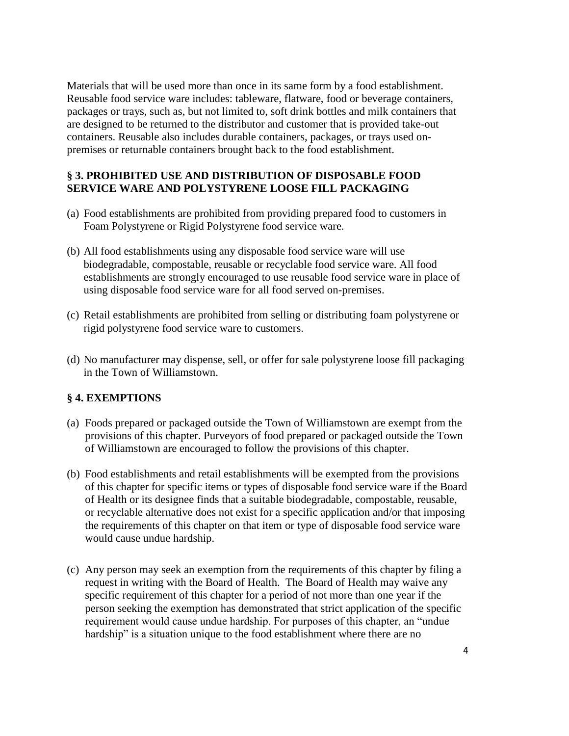Materials that will be used more than once in its same form by a food establishment. Reusable food service ware includes: tableware, flatware, food or beverage containers, packages or trays, such as, but not limited to, soft drink bottles and milk containers that are designed to be returned to the distributor and customer that is provided take-out containers. Reusable also includes durable containers, packages, or trays used on-premises or returnable containers brought back to the food establishment.

### § 3. PROHIBITED USE AND DISTRIBUTION OF DISPOSABLE FOOD SERVICE WARE AND POLYSTYRENE LOOSE FILL PACKAGING

(a) Food establishments are prohibited from providing prepared food to customers in Foam Polystyrene or Rigid Polystyrene food service ware.

(b) All food establishments using any disposable food service ware will use biodegradable, compostable, reusable or recyclable food service ware. All food establishments are strongly encouraged to use reusable food service ware in place of using disposable food service ware for all food served on-premises.

(c) Retail establishments are prohibited from selling or distributing foam polystyrene or rigid polystyrene food service ware to customers.

(d) No manufacturer may dispense, sell, or offer for sale polystyrene loose fill packaging in the Town of Williamstown.

### § 4. EXEMPTIONS

(a) Foods prepared or packaged outside the Town of Williamstown are exempt from the provisions of this chapter. Purveyors of food prepared or packaged outside the Town of Williamstown are encouraged to follow the provisions of this chapter.

(b) Food establishments and retail establishments will be exempted from the provisions of this chapter for specific items or types of disposable food service ware if the Board of Health or its designee finds that a suitable biodegradable, compostable, reusable, or recyclable alternative does not exist for a specific application and/or that imposing the requirements of this chapter on that item or type of disposable food service ware would cause undue hardship.

(c) Any person may seek an exemption from the requirements of this chapter by filing a request in writing with the Board of Health. The Board of Health may waive any specific requirement of this chapter for a period of not more than one year if the person seeking the exemption has demonstrated that strict application of the specific requirement would cause undue hardship. For purposes of this chapter, an "undue hardship" is a situation unique to the food establishment where there are no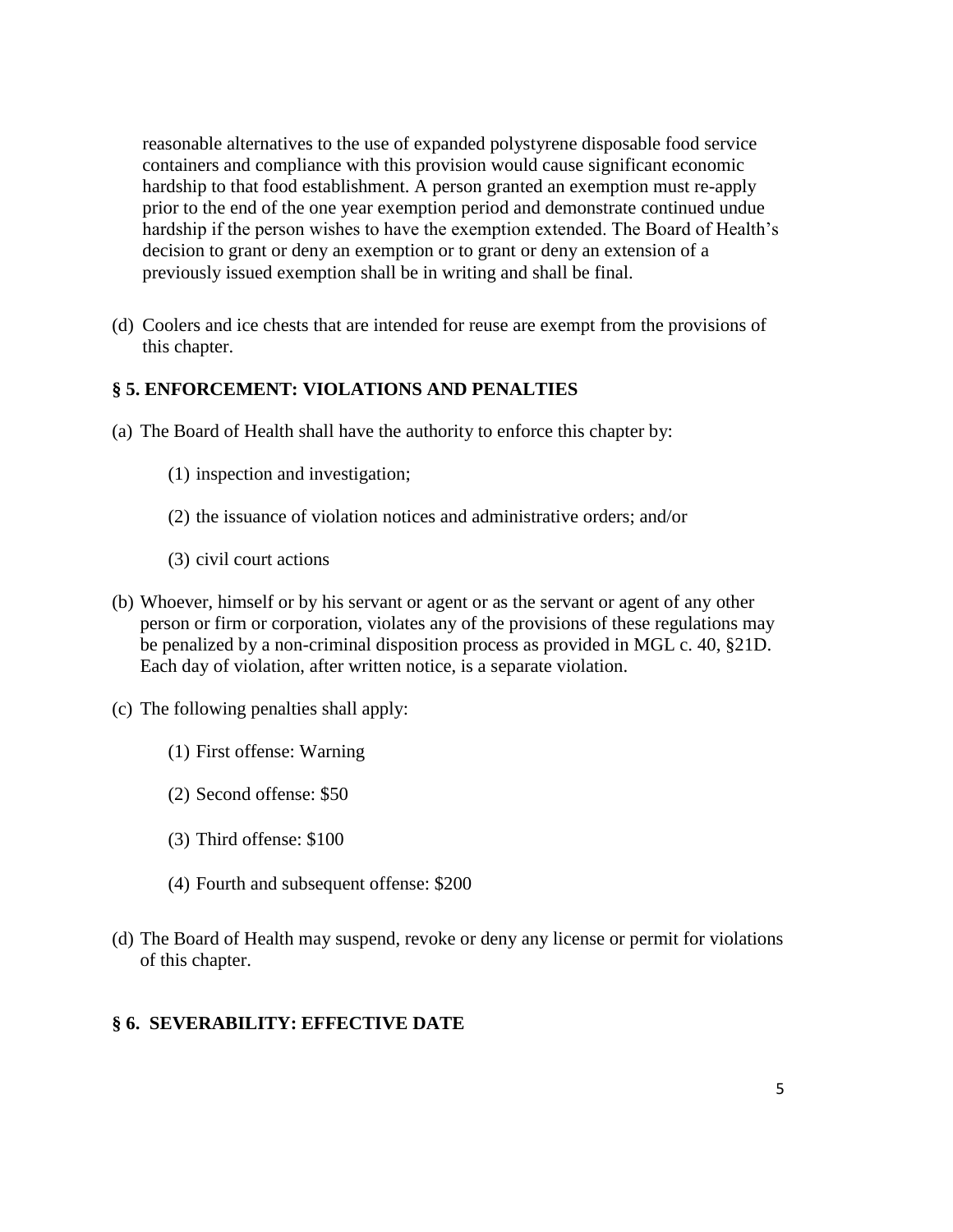reasonable alternatives to the use of expanded polystyrene disposable food service containers and compliance with this provision would cause significant economic hardship to that food establishment. A person granted an exemption must re-apply prior to the end of the one year exemption period and demonstrate continued undue hardship if the person wishes to have the exemption extended. The Board of Health's decision to grant or deny an exemption or to grant or deny an extension of a previously issued exemption shall be in writing and shall be final.

(d) Coolers and ice chests that are intended for reuse are exempt from the provisions of this chapter.

### § 5. ENFORCEMENT: VIOLATIONS AND PENALTIES

(a) The Board of Health shall have the authority to enforce this chapter by:

(1) inspection and investigation;

(2) the issuance of violation notices and administrative orders; and/or

(3) civil court actions

(b) Whoever, himself or by his servant or agent or as the servant or agent of any other person or firm or corporation, violates any of the provisions of these regulations may be penalized by a non-criminal disposition process as provided in MGL c. 40, §21D. Each day of violation, after written notice, is a separate violation.

(c) The following penalties shall apply:

(1) First offense: Warning

(2) Second offense: $50

(3) Third offense: $100

(4) Fourth and subsequent offense: $200

(d) The Board of Health may suspend, revoke or deny any license or permit for violations of this chapter.

### § 6. SEVERABILITY: EFFECTIVE DATE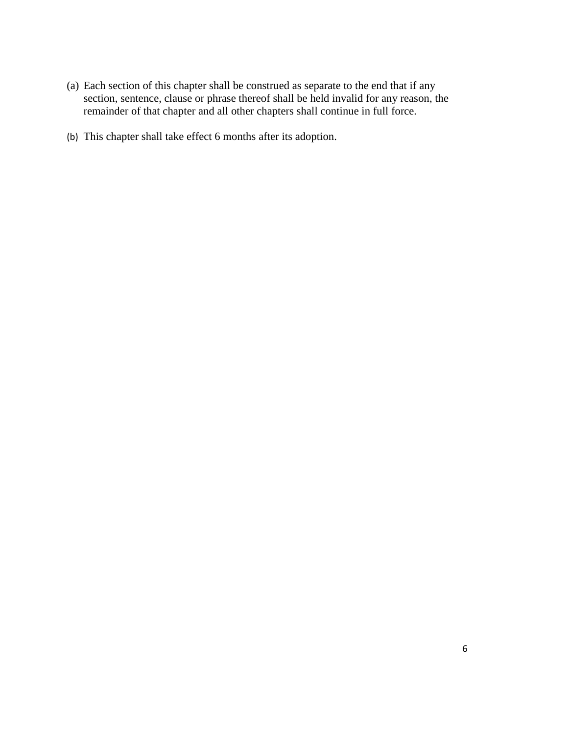(a) Each section of this chapter shall be construed as separate to the end that if any section, sentence, clause or phrase thereof shall be held invalid for any reason, the remainder of that chapter and all other chapters shall continue in full force.

(b) This chapter shall take effect 6 months after its adoption.